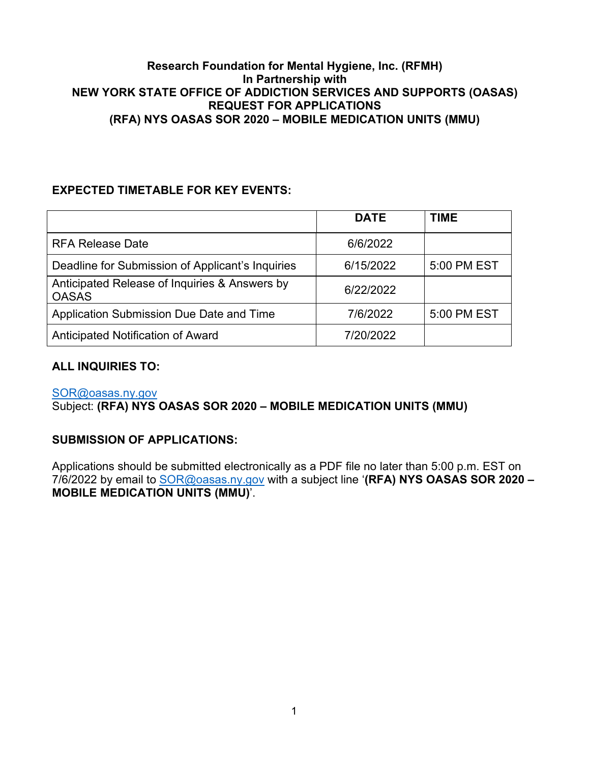# Research Foundation for Mental Hygiene, Inc. (RFMH)
# In Partnership with
# NEW YORK STATE OFFICE OF ADDICTION SERVICES AND SUPPORTS (OASAS)
# REQUEST FOR APPLICATIONS
# (RFA) NYS OASAS SOR 2020 – MOBILE MEDICATION UNITS (MMU)

**EXPECTED TIMETABLE FOR KEY EVENTS:**

| | DATE | TIME |
|---|---|---|
| RFA Release Date | 6/6/2022 | |
| Deadline for Submission of Applicant's Inquiries | 6/15/2022 | 5:00 PM EST |
| Anticipated Release of Inquiries & Answers by OASAS | 6/22/2022 | |
| Application Submission Due Date and Time | 7/6/2022 | 5:00 PM EST |
| Anticipated Notification of Award | 7/20/2022 | |

**ALL INQUIRIES TO:**

SOR@oasas.ny.gov
Subject: **(RFA) NYS OASAS SOR 2020 – MOBILE MEDICATION UNITS (MMU)**

**SUBMISSION OF APPLICATIONS:**

Applications should be submitted electronically as a PDF file no later than 5:00 p.m. EST on 7/6/2022 by email to SOR@oasas.ny.gov with a subject line '**(RFA) NYS OASAS SOR 2020 – MOBILE MEDICATION UNITS (MMU)**'.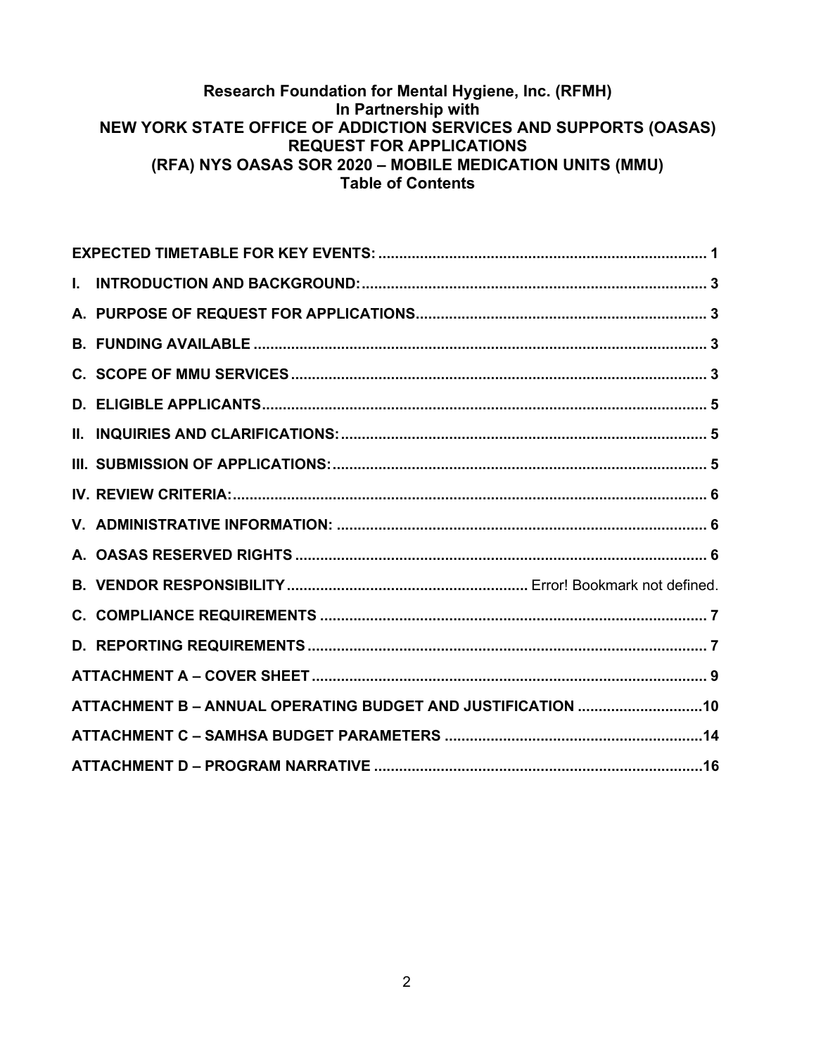**Research Foundation for Mental Hygiene, Inc. (RFMH)**
**In Partnership with**
**NEW YORK STATE OFFICE OF ADDICTION SERVICES AND SUPPORTS (OASAS)**
**REQUEST FOR APPLICATIONS**
**(RFA) NYS OASAS SOR 2020 – MOBILE MEDICATION UNITS (MMU)**
**Table of Contents**

**EXPECTED TIMETABLE FOR KEY EVENTS:** ..... 1
**I. INTRODUCTION AND BACKGROUND:** ..... 3
**A. PURPOSE OF REQUEST FOR APPLICATIONS** ..... 3
**B. FUNDING AVAILABLE** ..... 3
**C. SCOPE OF MMU SERVICES** ..... 3
**D. ELIGIBLE APPLICANTS** ..... 5
**II. INQUIRIES AND CLARIFICATIONS:** ..... 5
**III. SUBMISSION OF APPLICATIONS:** ..... 5
**IV. REVIEW CRITERIA:** ..... 6
**V. ADMINISTRATIVE INFORMATION:** ..... 6
**A. OASAS RESERVED RIGHTS** ..... 6
**B. VENDOR RESPONSIBILITY** ..... Error! Bookmark not defined.
**C. COMPLIANCE REQUIREMENTS** ..... 7
**D. REPORTING REQUIREMENTS** ..... 7
**ATTACHMENT A – COVER SHEET** ..... 9
**ATTACHMENT B – ANNUAL OPERATING BUDGET AND JUSTIFICATION** ..... 10
**ATTACHMENT C – SAMHSA BUDGET PARAMETERS** ..... 14
**ATTACHMENT D – PROGRAM NARRATIVE** ..... 16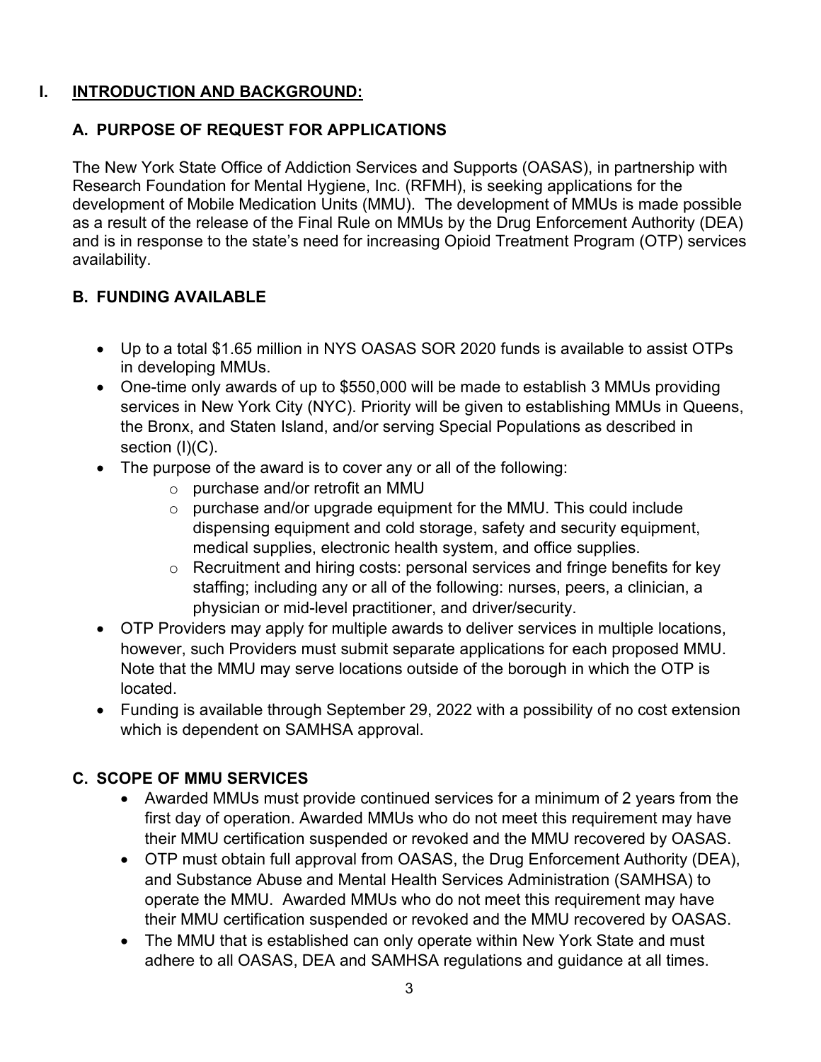# I. INTRODUCTION AND BACKGROUND:

## A. PURPOSE OF REQUEST FOR APPLICATIONS

The New York State Office of Addiction Services and Supports (OASAS), in partnership with Research Foundation for Mental Hygiene, Inc. (RFMH), is seeking applications for the development of Mobile Medication Units (MMU). The development of MMUs is made possible as a result of the release of the Final Rule on MMUs by the Drug Enforcement Authority (DEA) and is in response to the state's need for increasing Opioid Treatment Program (OTP) services availability.

## B. FUNDING AVAILABLE

- Up to a total $1.65 million in NYS OASAS SOR 2020 funds is available to assist OTPs in developing MMUs.
- One-time only awards of up to $550,000 will be made to establish 3 MMUs providing services in New York City (NYC). Priority will be given to establishing MMUs in Queens, the Bronx, and Staten Island, and/or serving Special Populations as described in section (I)(C).
- The purpose of the award is to cover any or all of the following:
  - purchase and/or retrofit an MMU
  - purchase and/or upgrade equipment for the MMU. This could include dispensing equipment and cold storage, safety and security equipment, medical supplies, electronic health system, and office supplies.
  - Recruitment and hiring costs: personal services and fringe benefits for key staffing; including any or all of the following: nurses, peers, a clinician, a physician or mid-level practitioner, and driver/security.
- OTP Providers may apply for multiple awards to deliver services in multiple locations, however, such Providers must submit separate applications for each proposed MMU. Note that the MMU may serve locations outside of the borough in which the OTP is located.
- Funding is available through September 29, 2022 with a possibility of no cost extension which is dependent on SAMHSA approval.

## C. SCOPE OF MMU SERVICES

- Awarded MMUs must provide continued services for a minimum of 2 years from the first day of operation. Awarded MMUs who do not meet this requirement may have their MMU certification suspended or revoked and the MMU recovered by OASAS.
- OTP must obtain full approval from OASAS, the Drug Enforcement Authority (DEA), and Substance Abuse and Mental Health Services Administration (SAMHSA) to operate the MMU. Awarded MMUs who do not meet this requirement may have their MMU certification suspended or revoked and the MMU recovered by OASAS.
- The MMU that is established can only operate within New York State and must adhere to all OASAS, DEA and SAMHSA regulations and guidance at all times.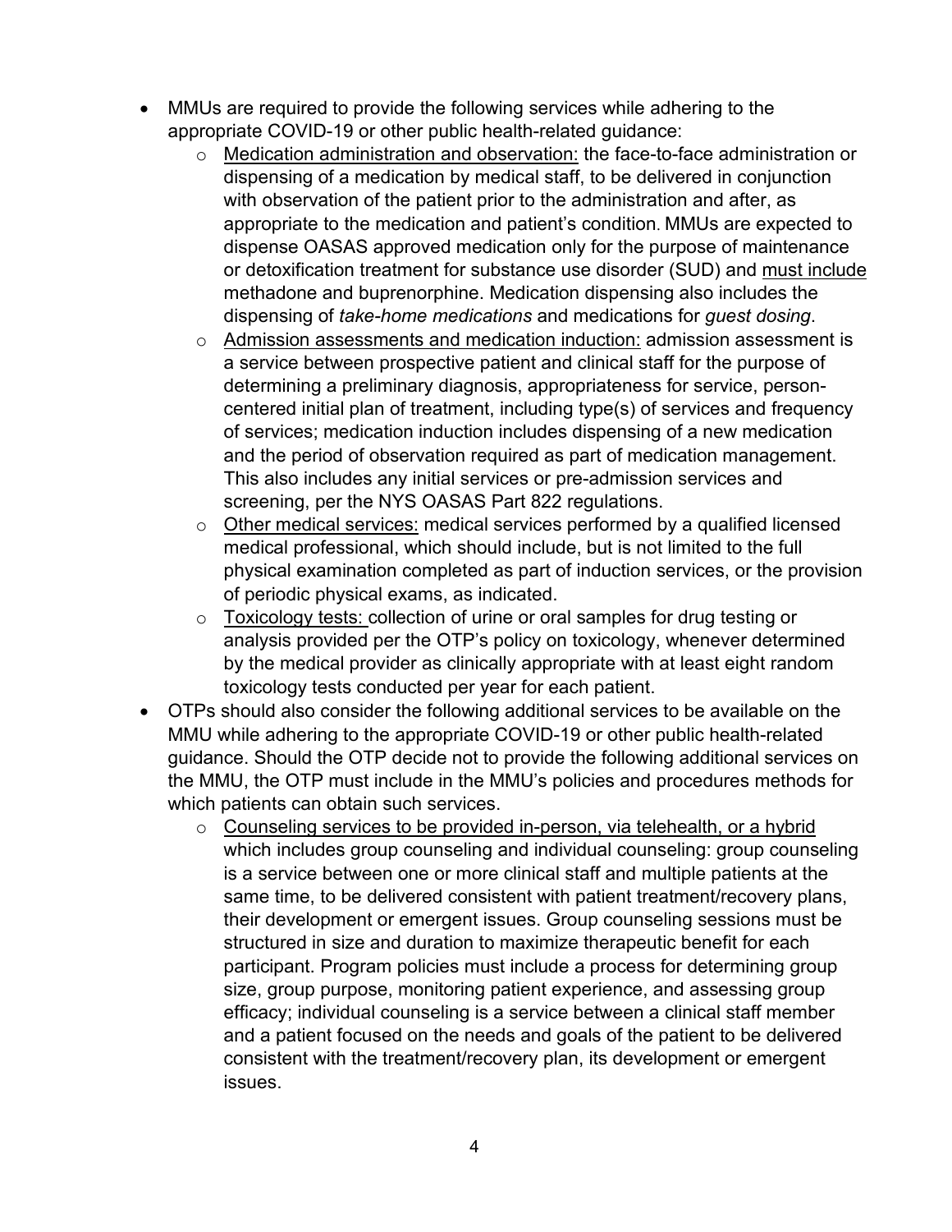- MMUs are required to provide the following services while adhering to the appropriate COVID-19 or other public health-related guidance:
  - Medication administration and observation: the face-to-face administration or dispensing of a medication by medical staff, to be delivered in conjunction with observation of the patient prior to the administration and after, as appropriate to the medication and patient's condition. MMUs are expected to dispense OASAS approved medication only for the purpose of maintenance or detoxification treatment for substance use disorder (SUD) and must include methadone and buprenorphine. Medication dispensing also includes the dispensing of *take-home medications* and medications for *guest dosing*.
  - Admission assessments and medication induction: admission assessment is a service between prospective patient and clinical staff for the purpose of determining a preliminary diagnosis, appropriateness for service, person-centered initial plan of treatment, including type(s) of services and frequency of services; medication induction includes dispensing of a new medication and the period of observation required as part of medication management. This also includes any initial services or pre-admission services and screening, per the NYS OASAS Part 822 regulations.
  - Other medical services: medical services performed by a qualified licensed medical professional, which should include, but is not limited to the full physical examination completed as part of induction services, or the provision of periodic physical exams, as indicated.
  - Toxicology tests: collection of urine or oral samples for drug testing or analysis provided per the OTP's policy on toxicology, whenever determined by the medical provider as clinically appropriate with at least eight random toxicology tests conducted per year for each patient.
- OTPs should also consider the following additional services to be available on the MMU while adhering to the appropriate COVID-19 or other public health-related guidance. Should the OTP decide not to provide the following additional services on the MMU, the OTP must include in the MMU's policies and procedures methods for which patients can obtain such services.
  - Counseling services to be provided in-person, via telehealth, or a hybrid which includes group counseling and individual counseling: group counseling is a service between one or more clinical staff and multiple patients at the same time, to be delivered consistent with patient treatment/recovery plans, their development or emergent issues. Group counseling sessions must be structured in size and duration to maximize therapeutic benefit for each participant. Program policies must include a process for determining group size, group purpose, monitoring patient experience, and assessing group efficacy; individual counseling is a service between a clinical staff member and a patient focused on the needs and goals of the patient to be delivered consistent with the treatment/recovery plan, its development or emergent issues.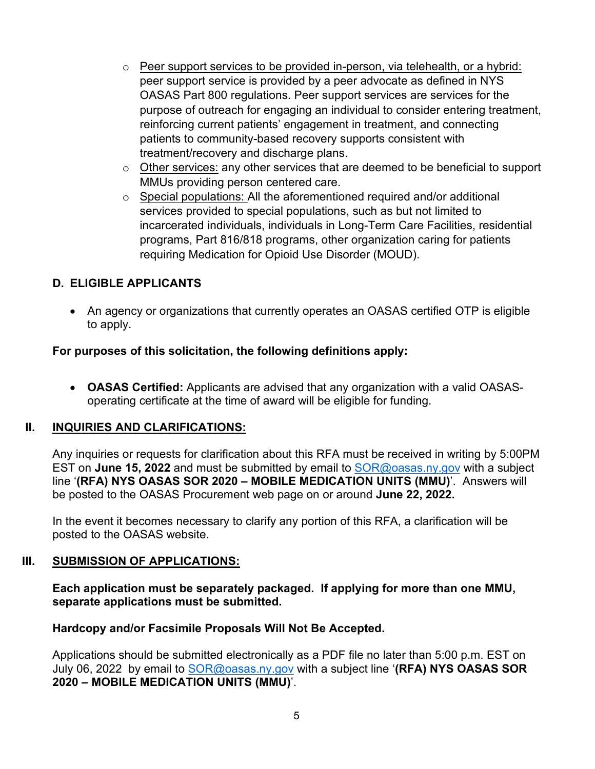- Peer support services to be provided in-person, via telehealth, or a hybrid: peer support service is provided by a peer advocate as defined in NYS OASAS Part 800 regulations. Peer support services are services for the purpose of outreach for engaging an individual to consider entering treatment, reinforcing current patients' engagement in treatment, and connecting patients to community-based recovery supports consistent with treatment/recovery and discharge plans.
  - Other services: any other services that are deemed to be beneficial to support MMUs providing person centered care.
  - Special populations: All the aforementioned required and/or additional services provided to special populations, such as but not limited to incarcerated individuals, individuals in Long-Term Care Facilities, residential programs, Part 816/818 programs, other organization caring for patients requiring Medication for Opioid Use Disorder (MOUD).

### D. ELIGIBLE APPLICANTS

- An agency or organizations that currently operates an OASAS certified OTP is eligible to apply.

**For purposes of this solicitation, the following definitions apply:**

- **OASAS Certified:** Applicants are advised that any organization with a valid OASAS-operating certificate at the time of award will be eligible for funding.

## II. INQUIRIES AND CLARIFICATIONS:

Any inquiries or requests for clarification about this RFA must be received in writing by 5:00PM EST on **June 15, 2022** and must be submitted by email to SOR@oasas.ny.gov with a subject line '**(RFA) NYS OASAS SOR 2020 – MOBILE MEDICATION UNITS (MMU)**'. Answers will be posted to the OASAS Procurement web page on or around **June 22, 2022.**

In the event it becomes necessary to clarify any portion of this RFA, a clarification will be posted to the OASAS website.

## III. SUBMISSION OF APPLICATIONS:

**Each application must be separately packaged. If applying for more than one MMU, separate applications must be submitted.**

**Hardcopy and/or Facsimile Proposals Will Not Be Accepted.**

Applications should be submitted electronically as a PDF file no later than 5:00 p.m. EST on July 06, 2022 by email to SOR@oasas.ny.gov with a subject line '**(RFA) NYS OASAS SOR 2020 – MOBILE MEDICATION UNITS (MMU)**'.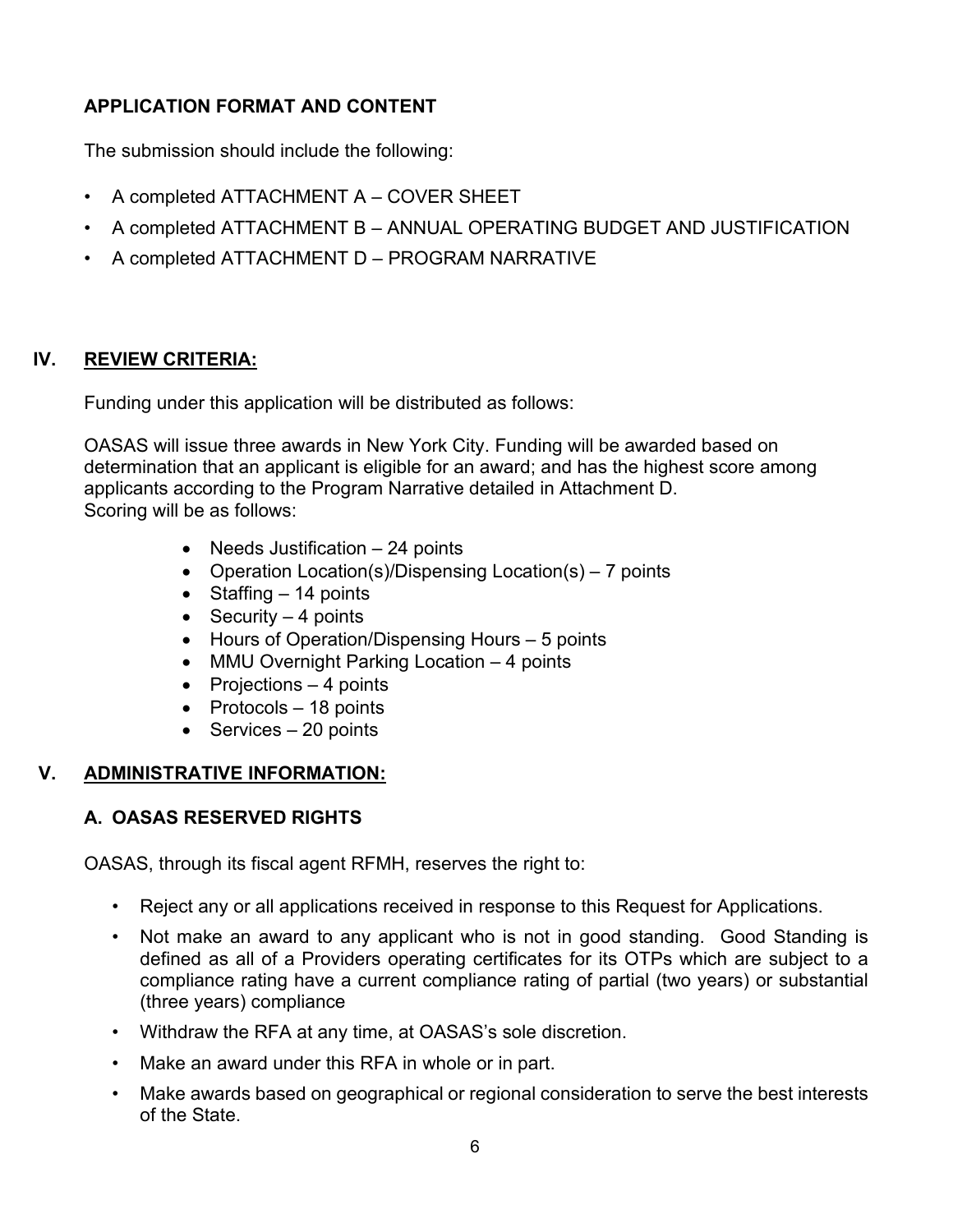### APPLICATION FORMAT AND CONTENT

The submission should include the following:

- A completed ATTACHMENT A – COVER SHEET
- A completed ATTACHMENT B – ANNUAL OPERATING BUDGET AND JUSTIFICATION
- A completed ATTACHMENT D – PROGRAM NARRATIVE

## IV. REVIEW CRITERIA:

Funding under this application will be distributed as follows:

OASAS will issue three awards in New York City. Funding will be awarded based on determination that an applicant is eligible for an award; and has the highest score among applicants according to the Program Narrative detailed in Attachment D.
Scoring will be as follows:

- Needs Justification – 24 points
- Operation Location(s)/Dispensing Location(s) – 7 points
- Staffing – 14 points
- Security – 4 points
- Hours of Operation/Dispensing Hours – 5 points
- MMU Overnight Parking Location – 4 points
- Projections – 4 points
- Protocols – 18 points
- Services – 20 points

## V. ADMINISTRATIVE INFORMATION:

### A. OASAS RESERVED RIGHTS

OASAS, through its fiscal agent RFMH, reserves the right to:

- Reject any or all applications received in response to this Request for Applications.
- Not make an award to any applicant who is not in good standing. Good Standing is defined as all of a Providers operating certificates for its OTPs which are subject to a compliance rating have a current compliance rating of partial (two years) or substantial (three years) compliance
- Withdraw the RFA at any time, at OASAS's sole discretion.
- Make an award under this RFA in whole or in part.
- Make awards based on geographical or regional consideration to serve the best interests of the State.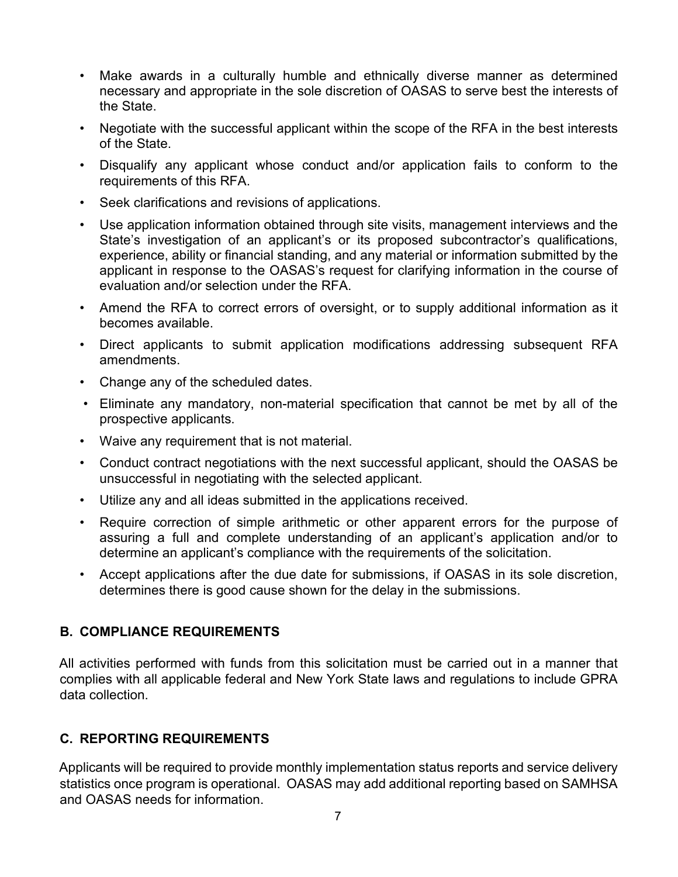- Make awards in a culturally humble and ethnically diverse manner as determined necessary and appropriate in the sole discretion of OASAS to serve best the interests of the State.
- Negotiate with the successful applicant within the scope of the RFA in the best interests of the State.
- Disqualify any applicant whose conduct and/or application fails to conform to the requirements of this RFA.
- Seek clarifications and revisions of applications.
- Use application information obtained through site visits, management interviews and the State's investigation of an applicant's or its proposed subcontractor's qualifications, experience, ability or financial standing, and any material or information submitted by the applicant in response to the OASAS's request for clarifying information in the course of evaluation and/or selection under the RFA.
- Amend the RFA to correct errors of oversight, or to supply additional information as it becomes available.
- Direct applicants to submit application modifications addressing subsequent RFA amendments.
- Change any of the scheduled dates.
- Eliminate any mandatory, non-material specification that cannot be met by all of the prospective applicants.
- Waive any requirement that is not material.
- Conduct contract negotiations with the next successful applicant, should the OASAS be unsuccessful in negotiating with the selected applicant.
- Utilize any and all ideas submitted in the applications received.
- Require correction of simple arithmetic or other apparent errors for the purpose of assuring a full and complete understanding of an applicant's application and/or to determine an applicant's compliance with the requirements of the solicitation.
- Accept applications after the due date for submissions, if OASAS in its sole discretion, determines there is good cause shown for the delay in the submissions.

## B. COMPLIANCE REQUIREMENTS

All activities performed with funds from this solicitation must be carried out in a manner that complies with all applicable federal and New York State laws and regulations to include GPRA data collection.

## C. REPORTING REQUIREMENTS

Applicants will be required to provide monthly implementation status reports and service delivery statistics once program is operational. OASAS may add additional reporting based on SAMHSA and OASAS needs for information.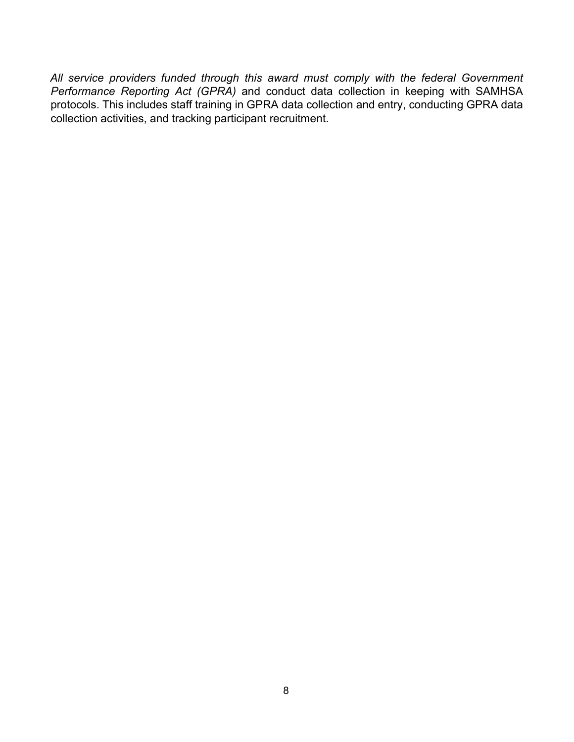*All service providers funded through this award must comply with the federal Government Performance Reporting Act (GPRA)* and conduct data collection in keeping with SAMHSA protocols. This includes staff training in GPRA data collection and entry, conducting GPRA data collection activities, and tracking participant recruitment.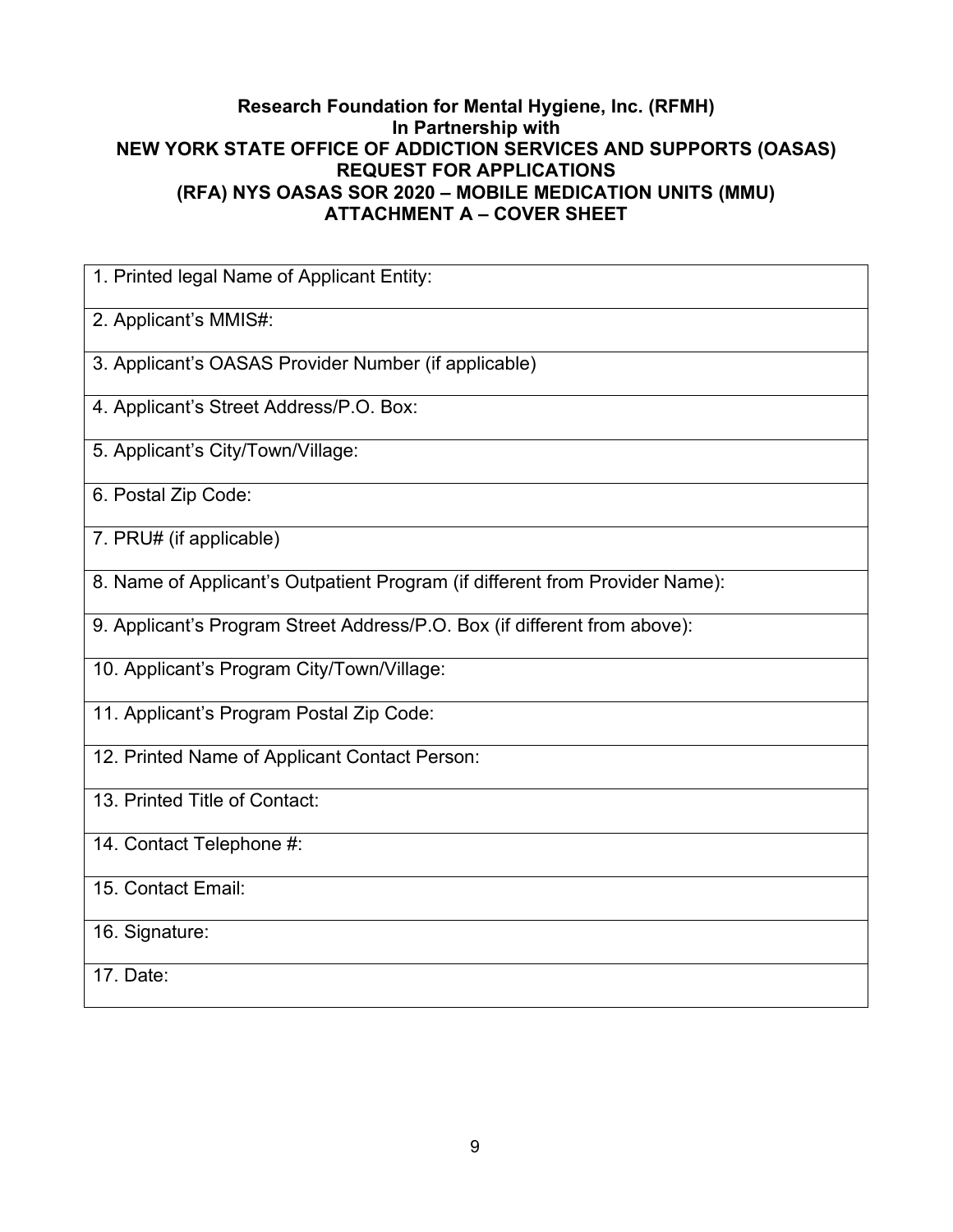**Research Foundation for Mental Hygiene, Inc. (RFMH)**
**In Partnership with**
**NEW YORK STATE OFFICE OF ADDICTION SERVICES AND SUPPORTS (OASAS)**
**REQUEST FOR APPLICATIONS**
**(RFA) NYS OASAS SOR 2020 – MOBILE MEDICATION UNITS (MMU)**
**ATTACHMENT A – COVER SHEET**

| |
|---|
| 1. Printed legal Name of Applicant Entity: |
| 2. Applicant's MMIS#: |
| 3. Applicant's OASAS Provider Number (if applicable) |
| 4. Applicant's Street Address/P.O. Box: |
| 5. Applicant's City/Town/Village: |
| 6. Postal Zip Code: |
| 7. PRU# (if applicable) |
| 8. Name of Applicant's Outpatient Program (if different from Provider Name): |
| 9. Applicant's Program Street Address/P.O. Box (if different from above): |
| 10. Applicant's Program City/Town/Village: |
| 11. Applicant's Program Postal Zip Code: |
| 12. Printed Name of Applicant Contact Person: |
| 13. Printed Title of Contact: |
| 14. Contact Telephone #: |
| 15. Contact Email: |
| 16. Signature: |
| 17. Date: |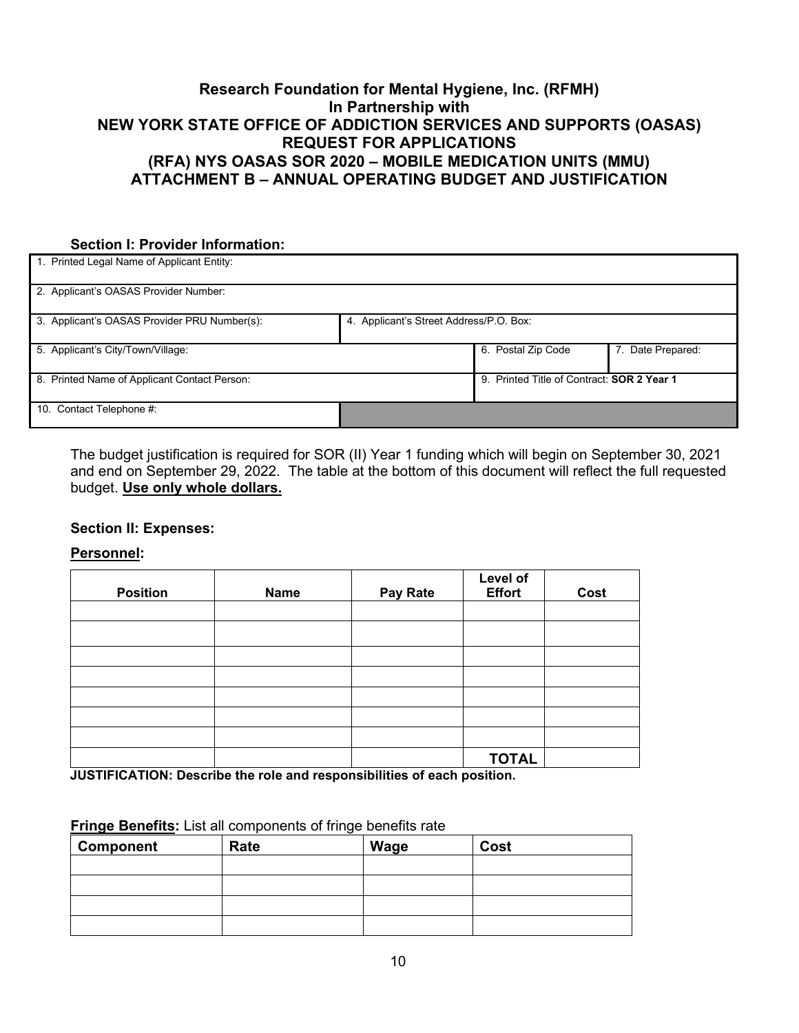## Research Foundation for Mental Hygiene, Inc. (RFMH)
## In Partnership with
## NEW YORK STATE OFFICE OF ADDICTION SERVICES AND SUPPORTS (OASAS)
## REQUEST FOR APPLICATIONS
## (RFA) NYS OASAS SOR 2020 – MOBILE MEDICATION UNITS (MMU)
## ATTACHMENT B – ANNUAL OPERATING BUDGET AND JUSTIFICATION

### Section I: Provider Information:

| | | | |
|---|---|---|---|
| 1. Printed Legal Name of Applicant Entity: | | | |
| 2. Applicant's OASAS Provider Number: | | | |
| 3. Applicant's OASAS Provider PRU Number(s): | 4. Applicant's Street Address/P.O. Box: | | |
| 5. Applicant's City/Town/Village: | | 6. Postal Zip Code | 7. Date Prepared: |
| 8. Printed Name of Applicant Contact Person: | | 9. Printed Title of Contract: **SOR 2 Year 1** | |
| 10. Contact Telephone #: | | | |

The budget justification is required for SOR (II) Year 1 funding which will begin on September 30, 2021 and end on September 29, 2022. The table at the bottom of this document will reflect the full requested budget. **Use only whole dollars.**

### Section II: Expenses:

**Personnel:**

| Position | Name | Pay Rate | Level of Effort | Cost |
|---|---|---|---|---|
| | | | | |
| | | | | |
| | | | | |
| | | | | |
| | | | | |
| | | | | |
| | | | | |
| | | | **TOTAL** | |

**JUSTIFICATION: Describe the role and responsibilities of each position.**

**Fringe Benefits:** List all components of fringe benefits rate

| Component | Rate | Wage | Cost |
|---|---|---|---|
| | | | |
| | | | |
| | | | |
| | | | |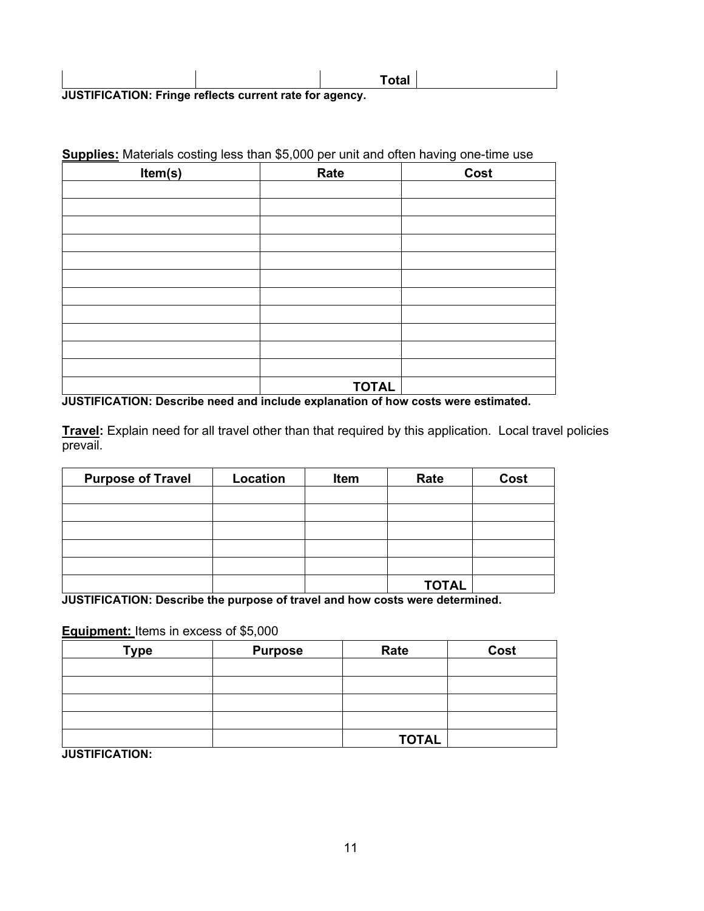| | | Total | |
|---|---|---|---|

**JUSTIFICATION: Fringe reflects current rate for agency.**

**Supplies:** Materials costing less than $5,000 per unit and often having one-time use

| Item(s) | Rate | Cost |
|---|---|---|
| | | |
| | | |
| | | |
| | | |
| | | |
| | | |
| | | |
| | | |
| | | |
| | | |
| | | |
| | **TOTAL** | |

**JUSTIFICATION: Describe need and include explanation of how costs were estimated.**

**Travel:** Explain need for all travel other than that required by this application. Local travel policies prevail.

| Purpose of Travel | Location | Item | Rate | Cost |
|---|---|---|---|---|
| | | | | |
| | | | | |
| | | | | |
| | | | | |
| | | | | |
| | | | **TOTAL** | |

**JUSTIFICATION: Describe the purpose of travel and how costs were determined.**

**Equipment:** Items in excess of $5,000

| Type | Purpose | Rate | Cost |
|---|---|---|---|
| | | | |
| | | | |
| | | | |
| | | | |
| | | **TOTAL** | |

**JUSTIFICATION:**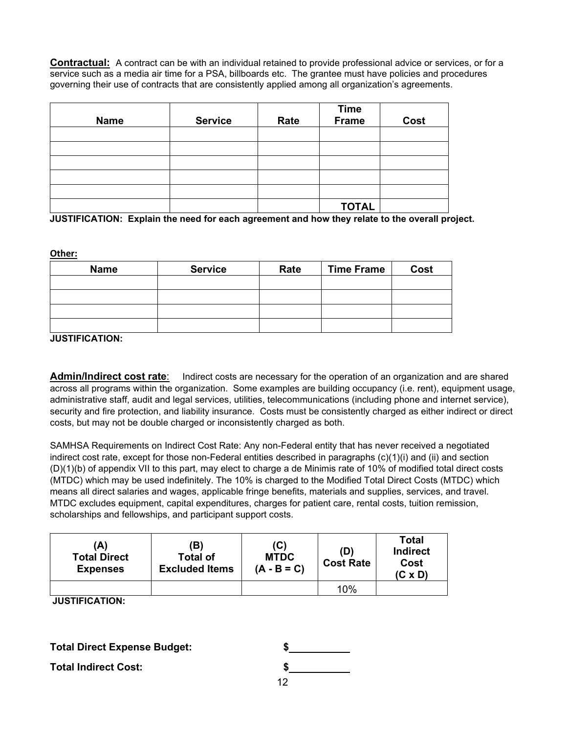**Contractual:** A contract can be with an individual retained to provide professional advice or services, or for a service such as a media air time for a PSA, billboards etc. The grantee must have policies and procedures governing their use of contracts that are consistently applied among all organization's agreements.

| Name | Service | Rate | Time Frame | Cost |
|---|---|---|---|---|
| | | | | |
| | | | | |
| | | | | |
| | | | | |
| | | | | |
| | | | **TOTAL** | |

**JUSTIFICATION: Explain the need for each agreement and how they relate to the overall project.**

**Other:**

| Name | Service | Rate | Time Frame | Cost |
|---|---|---|---|---|
| | | | | |
| | | | | |
| | | | | |
| | | | | |

**JUSTIFICATION:**

**Admin/Indirect cost rate**: Indirect costs are necessary for the operation of an organization and are shared across all programs within the organization. Some examples are building occupancy (i.e. rent), equipment usage, administrative staff, audit and legal services, utilities, telecommunications (including phone and internet service), security and fire protection, and liability insurance. Costs must be consistently charged as either indirect or direct costs, but may not be double charged or inconsistently charged as both.

SAMHSA Requirements on Indirect Cost Rate: Any non-Federal entity that has never received a negotiated indirect cost rate, except for those non-Federal entities described in paragraphs (c)(1)(i) and (ii) and section (D)(1)(b) of appendix VII to this part, may elect to charge a de Minimis rate of 10% of modified total direct costs (MTDC) which may be used indefinitely. The 10% is charged to the Modified Total Direct Costs (MTDC) which means all direct salaries and wages, applicable fringe benefits, materials and supplies, services, and travel. MTDC excludes equipment, capital expenditures, charges for patient care, rental costs, tuition remission, scholarships and fellowships, and participant support costs.

| (A) Total Direct Expenses | (B) Total of Excluded Items | (C) MTDC (A - B = C) | (D) Cost Rate | Total Indirect Cost (C x D) |
|---|---|---|---|---|
| | | | 10% | |

**JUSTIFICATION:**

**Total Direct Expense Budget:** $\_\_\_\_\_\_\_\_\_\_

**Total Indirect Cost:** $\_\_\_\_\_\_\_\_\_\_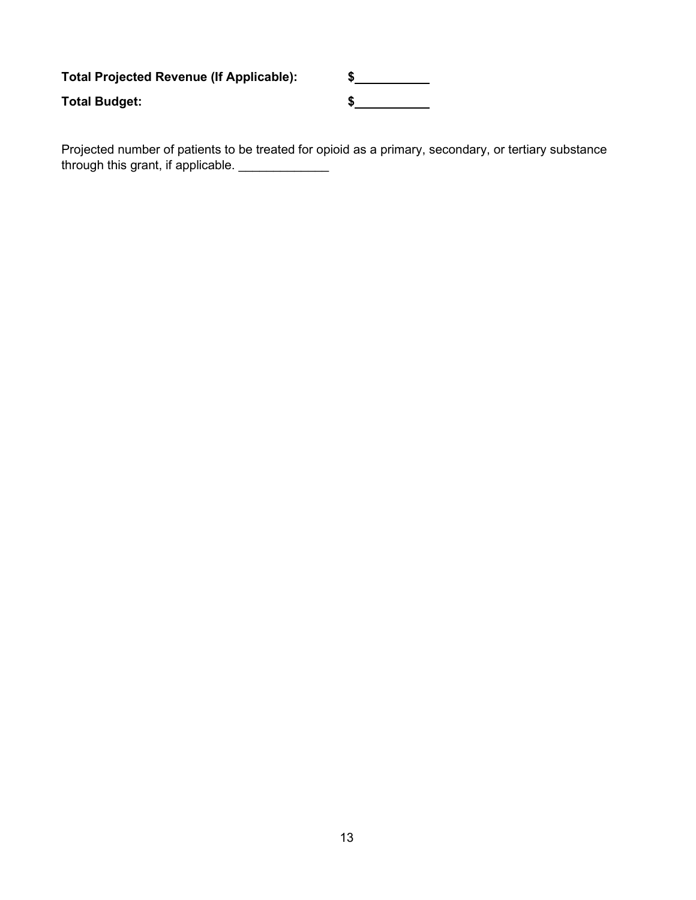**Total Projected Revenue (If Applicable):** **$**\_\_\_\_\_\_\_\_\_\_

**Total Budget:** **$**\_\_\_\_\_\_\_\_\_\_

Projected number of patients to be treated for opioid as a primary, secondary, or tertiary substance through this grant, if applicable. \_\_\_\_\_\_\_\_\_\_\_\_\_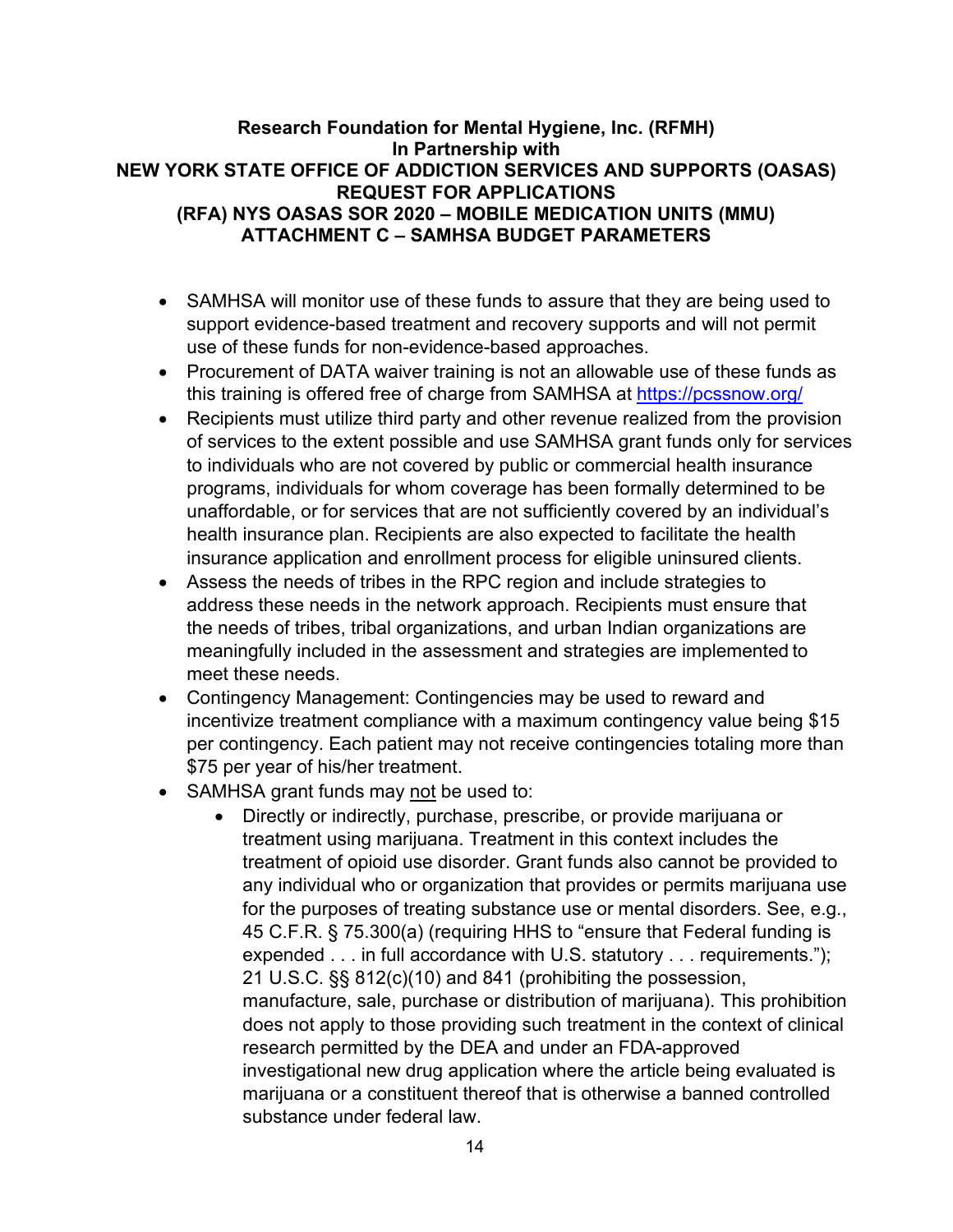**Research Foundation for Mental Hygiene, Inc. (RFMH)**
**In Partnership with**
**NEW YORK STATE OFFICE OF ADDICTION SERVICES AND SUPPORTS (OASAS)**
**REQUEST FOR APPLICATIONS**
**(RFA) NYS OASAS SOR 2020 – MOBILE MEDICATION UNITS (MMU)**
**ATTACHMENT C – SAMHSA BUDGET PARAMETERS**

- SAMHSA will monitor use of these funds to assure that they are being used to support evidence-based treatment and recovery supports and will not permit use of these funds for non-evidence-based approaches.
- Procurement of DATA waiver training is not an allowable use of these funds as this training is offered free of charge from SAMHSA at https://pcssnow.org/
- Recipients must utilize third party and other revenue realized from the provision of services to the extent possible and use SAMHSA grant funds only for services to individuals who are not covered by public or commercial health insurance programs, individuals for whom coverage has been formally determined to be unaffordable, or for services that are not sufficiently covered by an individual's health insurance plan. Recipients are also expected to facilitate the health insurance application and enrollment process for eligible uninsured clients.
- Assess the needs of tribes in the RPC region and include strategies to address these needs in the network approach. Recipients must ensure that the needs of tribes, tribal organizations, and urban Indian organizations are meaningfully included in the assessment and strategies are implemented to meet these needs.
- Contingency Management: Contingencies may be used to reward and incentivize treatment compliance with a maximum contingency value being $15 per contingency. Each patient may not receive contingencies totaling more than $75 per year of his/her treatment.
- SAMHSA grant funds may <u>not</u> be used to:
  - Directly or indirectly, purchase, prescribe, or provide marijuana or treatment using marijuana. Treatment in this context includes the treatment of opioid use disorder. Grant funds also cannot be provided to any individual who or organization that provides or permits marijuana use for the purposes of treating substance use or mental disorders. See, e.g., 45 C.F.R. § 75.300(a) (requiring HHS to "ensure that Federal funding is expended . . . in full accordance with U.S. statutory . . . requirements."); 21 U.S.C. §§ 812(c)(10) and 841 (prohibiting the possession, manufacture, sale, purchase or distribution of marijuana). This prohibition does not apply to those providing such treatment in the context of clinical research permitted by the DEA and under an FDA-approved investigational new drug application where the article being evaluated is marijuana or a constituent thereof that is otherwise a banned controlled substance under federal law.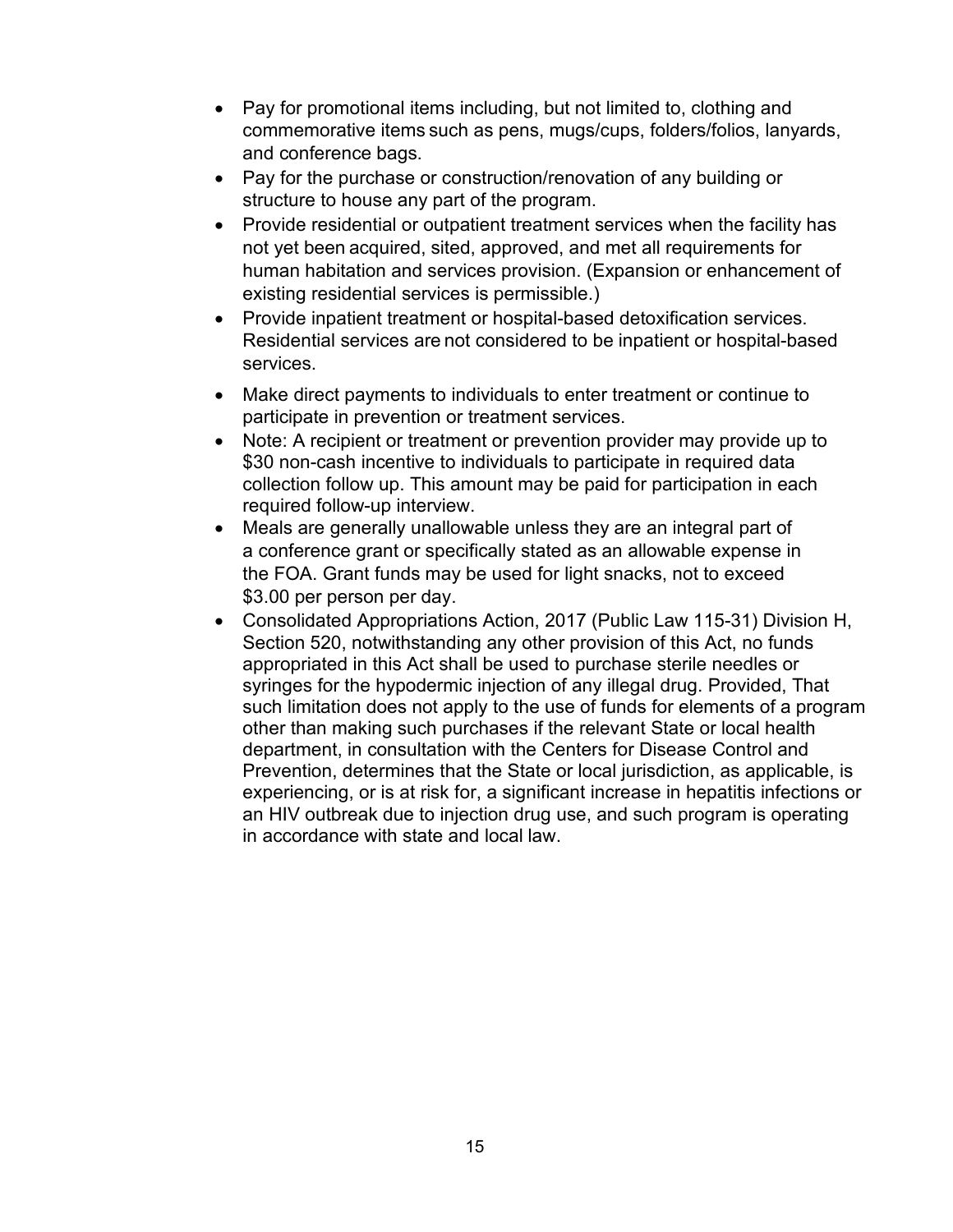- Pay for promotional items including, but not limited to, clothing and commemorative items such as pens, mugs/cups, folders/folios, lanyards, and conference bags.
- Pay for the purchase or construction/renovation of any building or structure to house any part of the program.
- Provide residential or outpatient treatment services when the facility has not yet been acquired, sited, approved, and met all requirements for human habitation and services provision. (Expansion or enhancement of existing residential services is permissible.)
- Provide inpatient treatment or hospital-based detoxification services. Residential services are not considered to be inpatient or hospital-based services.
- Make direct payments to individuals to enter treatment or continue to participate in prevention or treatment services.
- Note: A recipient or treatment or prevention provider may provide up to $30 non-cash incentive to individuals to participate in required data collection follow up. This amount may be paid for participation in each required follow-up interview.
- Meals are generally unallowable unless they are an integral part of a conference grant or specifically stated as an allowable expense in the FOA. Grant funds may be used for light snacks, not to exceed $3.00 per person per day.
- Consolidated Appropriations Action, 2017 (Public Law 115-31) Division H, Section 520, notwithstanding any other provision of this Act, no funds appropriated in this Act shall be used to purchase sterile needles or syringes for the hypodermic injection of any illegal drug. Provided, That such limitation does not apply to the use of funds for elements of a program other than making such purchases if the relevant State or local health department, in consultation with the Centers for Disease Control and Prevention, determines that the State or local jurisdiction, as applicable, is experiencing, or is at risk for, a significant increase in hepatitis infections or an HIV outbreak due to injection drug use, and such program is operating in accordance with state and local law.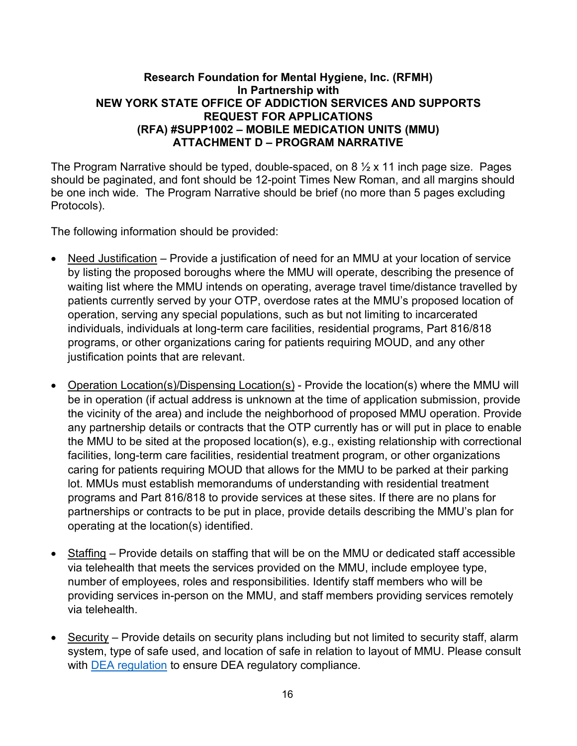**Research Foundation for Mental Hygiene, Inc. (RFMH)**
**In Partnership with**
**NEW YORK STATE OFFICE OF ADDICTION SERVICES AND SUPPORTS**
**REQUEST FOR APPLICATIONS**
**(RFA) #SUPP1002 – MOBILE MEDICATION UNITS (MMU)**
**ATTACHMENT D – PROGRAM NARRATIVE**

The Program Narrative should be typed, double-spaced, on 8 ½ x 11 inch page size. Pages should be paginated, and font should be 12-point Times New Roman, and all margins should be one inch wide. The Program Narrative should be brief (no more than 5 pages excluding Protocols).

The following information should be provided:

- Need Justification – Provide a justification of need for an MMU at your location of service by listing the proposed boroughs where the MMU will operate, describing the presence of waiting list where the MMU intends on operating, average travel time/distance travelled by patients currently served by your OTP, overdose rates at the MMU's proposed location of operation, serving any special populations, such as but not limiting to incarcerated individuals, individuals at long-term care facilities, residential programs, Part 816/818 programs, or other organizations caring for patients requiring MOUD, and any other justification points that are relevant.

- Operation Location(s)/Dispensing Location(s) - Provide the location(s) where the MMU will be in operation (if actual address is unknown at the time of application submission, provide the vicinity of the area) and include the neighborhood of proposed MMU operation. Provide any partnership details or contracts that the OTP currently has or will put in place to enable the MMU to be sited at the proposed location(s), e.g., existing relationship with correctional facilities, long-term care facilities, residential treatment program, or other organizations caring for patients requiring MOUD that allows for the MMU to be parked at their parking lot. MMUs must establish memorandums of understanding with residential treatment programs and Part 816/818 to provide services at these sites. If there are no plans for partnerships or contracts to be put in place, provide details describing the MMU's plan for operating at the location(s) identified.

- Staffing – Provide details on staffing that will be on the MMU or dedicated staff accessible via telehealth that meets the services provided on the MMU, include employee type, number of employees, roles and responsibilities. Identify staff members who will be providing services in-person on the MMU, and staff members providing services remotely via telehealth.

- Security – Provide details on security plans including but not limited to security staff, alarm system, type of safe used, and location of safe in relation to layout of MMU. Please consult with DEA regulation to ensure DEA regulatory compliance.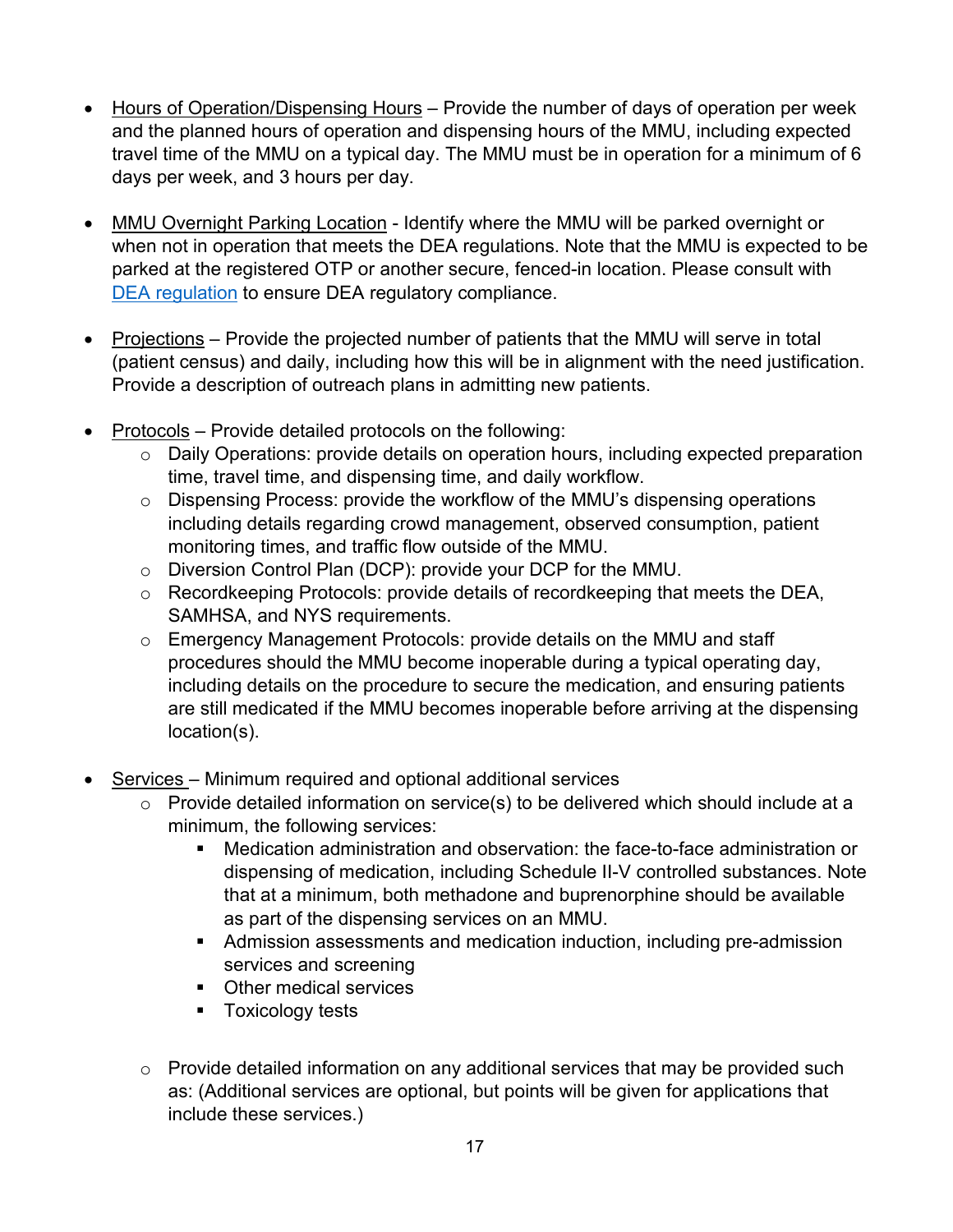- Hours of Operation/Dispensing Hours – Provide the number of days of operation per week and the planned hours of operation and dispensing hours of the MMU, including expected travel time of the MMU on a typical day. The MMU must be in operation for a minimum of 6 days per week, and 3 hours per day.

- MMU Overnight Parking Location - Identify where the MMU will be parked overnight or when not in operation that meets the DEA regulations. Note that the MMU is expected to be parked at the registered OTP or another secure, fenced-in location. Please consult with DEA regulation to ensure DEA regulatory compliance.

- Projections – Provide the projected number of patients that the MMU will serve in total (patient census) and daily, including how this will be in alignment with the need justification. Provide a description of outreach plans in admitting new patients.

- Protocols – Provide detailed protocols on the following:
  - Daily Operations: provide details on operation hours, including expected preparation time, travel time, and dispensing time, and daily workflow.
  - Dispensing Process: provide the workflow of the MMU's dispensing operations including details regarding crowd management, observed consumption, patient monitoring times, and traffic flow outside of the MMU.
  - Diversion Control Plan (DCP): provide your DCP for the MMU.
  - Recordkeeping Protocols: provide details of recordkeeping that meets the DEA, SAMHSA, and NYS requirements.
  - Emergency Management Protocols: provide details on the MMU and staff procedures should the MMU become inoperable during a typical operating day, including details on the procedure to secure the medication, and ensuring patients are still medicated if the MMU becomes inoperable before arriving at the dispensing location(s).

- Services – Minimum required and optional additional services
  - Provide detailed information on service(s) to be delivered which should include at a minimum, the following services:
    - Medication administration and observation: the face-to-face administration or dispensing of medication, including Schedule II-V controlled substances. Note that at a minimum, both methadone and buprenorphine should be available as part of the dispensing services on an MMU.
    - Admission assessments and medication induction, including pre-admission services and screening
    - Other medical services
    - Toxicology tests

  - Provide detailed information on any additional services that may be provided such as: (Additional services are optional, but points will be given for applications that include these services.)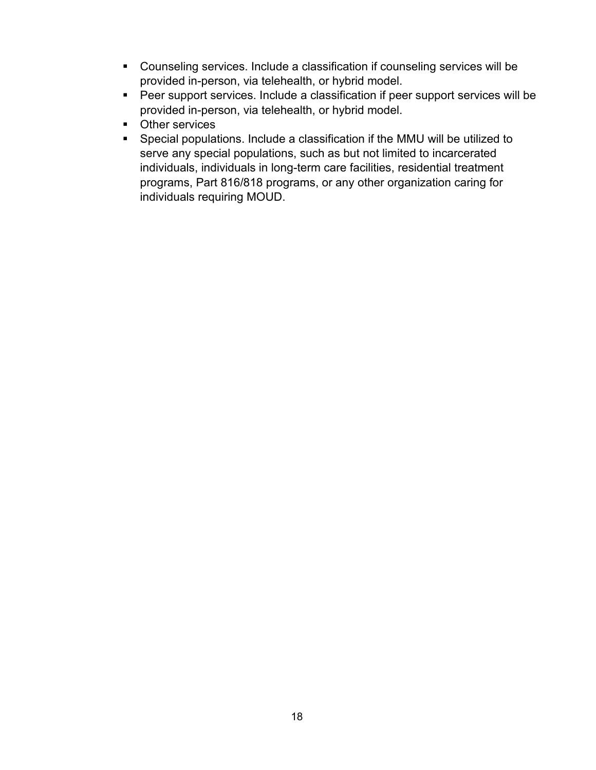- Counseling services. Include a classification if counseling services will be provided in-person, via telehealth, or hybrid model.
- Peer support services. Include a classification if peer support services will be provided in-person, via telehealth, or hybrid model.
- Other services
- Special populations. Include a classification if the MMU will be utilized to serve any special populations, such as but not limited to incarcerated individuals, individuals in long-term care facilities, residential treatment programs, Part 816/818 programs, or any other organization caring for individuals requiring MOUD.